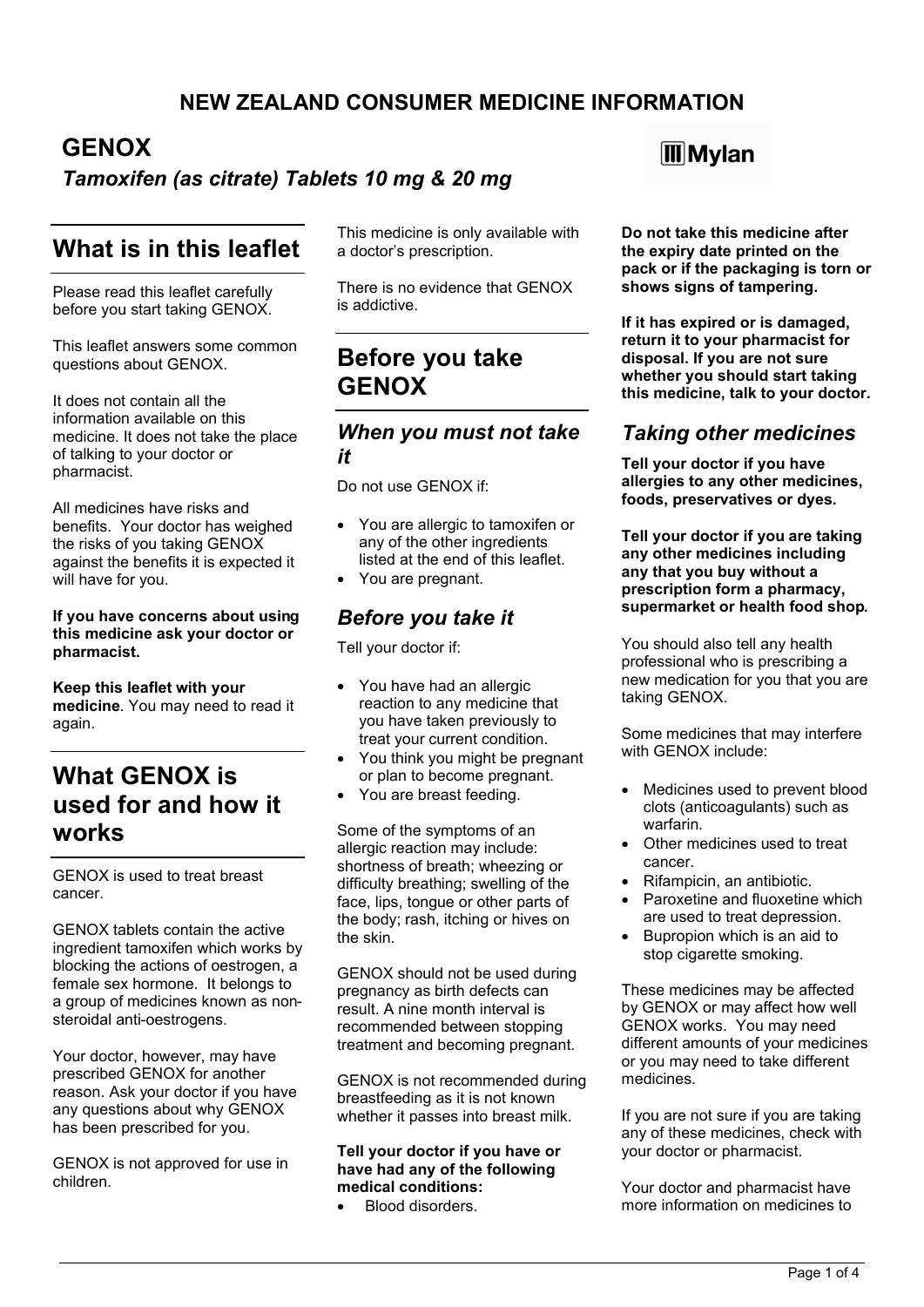**NEW ZEALAND CONSUMER MEDICINE INFORMATION**

# GENOX

***Tamoxifen (as citrate) Tablets 10 mg & 20 mg***

Mylan

## What is in this leaflet

Please read this leaflet carefully before you start taking GENOX.

This leaflet answers some common questions about GENOX.

It does not contain all the information available on this medicine. It does not take the place of talking to your doctor or pharmacist.

All medicines have risks and benefits. Your doctor has weighed the risks of you taking GENOX against the benefits it is expected it will have for you.

**If you have concerns about using this medicine ask your doctor or pharmacist.**

**Keep this leaflet with your medicine**. You may need to read it again.

## What GENOX is used for and how it works

GENOX is used to treat breast cancer.

GENOX tablets contain the active ingredient tamoxifen which works by blocking the actions of oestrogen, a female sex hormone. It belongs to a group of medicines known as non-steroidal anti-oestrogens.

Your doctor, however, may have prescribed GENOX for another reason. Ask your doctor if you have any questions about why GENOX has been prescribed for you.

GENOX is not approved for use in children.

This medicine is only available with a doctor's prescription.

There is no evidence that GENOX is addictive.

## Before you take GENOX

### *When you must not take it*

Do not use GENOX if:

- You are allergic to tamoxifen or any of the other ingredients listed at the end of this leaflet.
- You are pregnant.

### *Before you take it*

Tell your doctor if:

- You have had an allergic reaction to any medicine that you have taken previously to treat your current condition.
- You think you might be pregnant or plan to become pregnant.
- You are breast feeding.

Some of the symptoms of an allergic reaction may include: shortness of breath; wheezing or difficulty breathing; swelling of the face, lips, tongue or other parts of the body; rash, itching or hives on the skin.

GENOX should not be used during pregnancy as birth defects can result. A nine month interval is recommended between stopping treatment and becoming pregnant.

GENOX is not recommended during breastfeeding as it is not known whether it passes into breast milk.

**Tell your doctor if you have or have had any of the following medical conditions:**

- Blood disorders.

**Do not take this medicine after the expiry date printed on the pack or if the packaging is torn or shows signs of tampering.**

**If it has expired or is damaged, return it to your pharmacist for disposal. If you are not sure whether you should start taking this medicine, talk to your doctor.**

### *Taking other medicines*

**Tell your doctor if you have allergies to any other medicines, foods, preservatives or dyes.**

**Tell your doctor if you are taking any other medicines including any that you buy without a prescription form a pharmacy, supermarket or health food shop.**

You should also tell any health professional who is prescribing a new medication for you that you are taking GENOX.

Some medicines that may interfere with GENOX include:

- Medicines used to prevent blood clots (anticoagulants) such as warfarin.
- Other medicines used to treat cancer.
- Rifampicin, an antibiotic.
- Paroxetine and fluoxetine which are used to treat depression.
- Bupropion which is an aid to stop cigarette smoking.

These medicines may be affected by GENOX or may affect how well GENOX works. You may need different amounts of your medicines or you may need to take different medicines.

If you are not sure if you are taking any of these medicines, check with your doctor or pharmacist.

Your doctor and pharmacist have more information on medicines to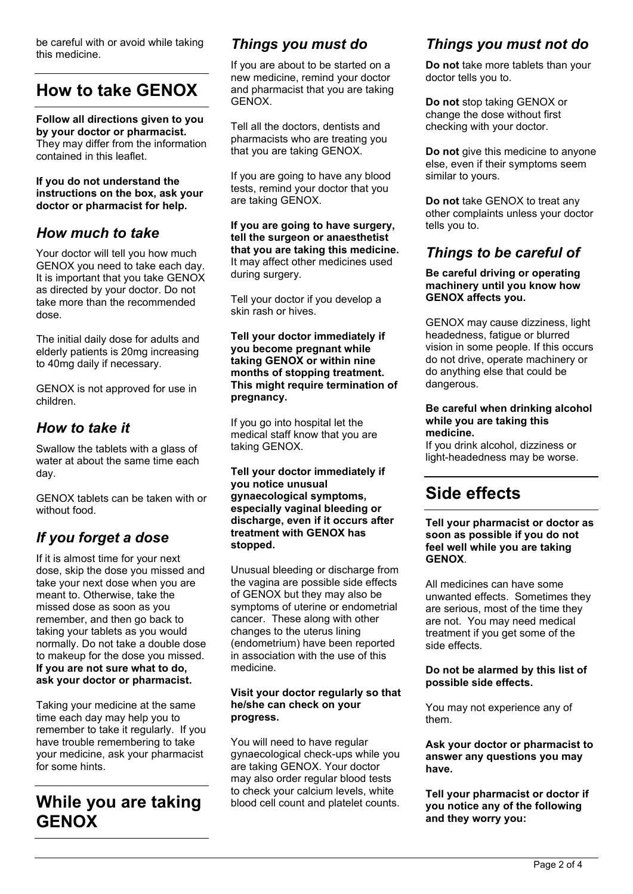be careful with or avoid while taking this medicine.

# How to take GENOX

**Follow all directions given to you by your doctor or pharmacist.** They may differ from the information contained in this leaflet.

**If you do not understand the instructions on the box, ask your doctor or pharmacist for help.**

## *How much to take*

Your doctor will tell you how much GENOX you need to take each day. It is important that you take GENOX as directed by your doctor. Do not take more than the recommended dose.

The initial daily dose for adults and elderly patients is 20mg increasing to 40mg daily if necessary.

GENOX is not approved for use in children.

## *How to take it*

Swallow the tablets with a glass of water at about the same time each day.

GENOX tablets can be taken with or without food.

## *If you forget a dose*

If it is almost time for your next dose, skip the dose you missed and take your next dose when you are meant to. Otherwise, take the missed dose as soon as you remember, and then go back to taking your tablets as you would normally. Do not take a double dose to makeup for the dose you missed. **If you are not sure what to do, ask your doctor or pharmacist.**

Taking your medicine at the same time each day may help you to remember to take it regularly. If you have trouble remembering to take your medicine, ask your pharmacist for some hints.

# While you are taking GENOX

## *Things you must do*

If you are about to be started on a new medicine, remind your doctor and pharmacist that you are taking GENOX.

Tell all the doctors, dentists and pharmacists who are treating you that you are taking GENOX.

If you are going to have any blood tests, remind your doctor that you are taking GENOX.

**If you are going to have surgery, tell the surgeon or anaesthetist that you are taking this medicine.** It may affect other medicines used during surgery.

Tell your doctor if you develop a skin rash or hives.

**Tell your doctor immediately if you become pregnant while taking GENOX or within nine months of stopping treatment. This might require termination of pregnancy.**

If you go into hospital let the medical staff know that you are taking GENOX.

**Tell your doctor immediately if you notice unusual gynaecological symptoms, especially vaginal bleeding or discharge, even if it occurs after treatment with GENOX has stopped.**

Unusual bleeding or discharge from the vagina are possible side effects of GENOX but they may also be symptoms of uterine or endometrial cancer. These along with other changes to the uterus lining (endometrium) have been reported in association with the use of this medicine.

**Visit your doctor regularly so that he/she can check on your progress.**

You will need to have regular gynaecological check-ups while you are taking GENOX. Your doctor may also order regular blood tests to check your calcium levels, white blood cell count and platelet counts.

## *Things you must not do*

**Do not** take more tablets than your doctor tells you to.

**Do not** stop taking GENOX or change the dose without first checking with your doctor.

**Do not** give this medicine to anyone else, even if their symptoms seem similar to yours.

**Do not** take GENOX to treat any other complaints unless your doctor tells you to.

## *Things to be careful of*

**Be careful driving or operating machinery until you know how GENOX affects you.**

GENOX may cause dizziness, light headedness, fatigue or blurred vision in some people. If this occurs do not drive, operate machinery or do anything else that could be dangerous.

**Be careful when drinking alcohol while you are taking this medicine.**
If you drink alcohol, dizziness or light-headedness may be worse.

# Side effects

**Tell your pharmacist or doctor as soon as possible if you do not feel well while you are taking GENOX**.

All medicines can have some unwanted effects. Sometimes they are serious, most of the time they are not. You may need medical treatment if you get some of the side effects.

**Do not be alarmed by this list of possible side effects.**

You may not experience any of them.

**Ask your doctor or pharmacist to answer any questions you may have.**

**Tell your pharmacist or doctor if you notice any of the following and they worry you:**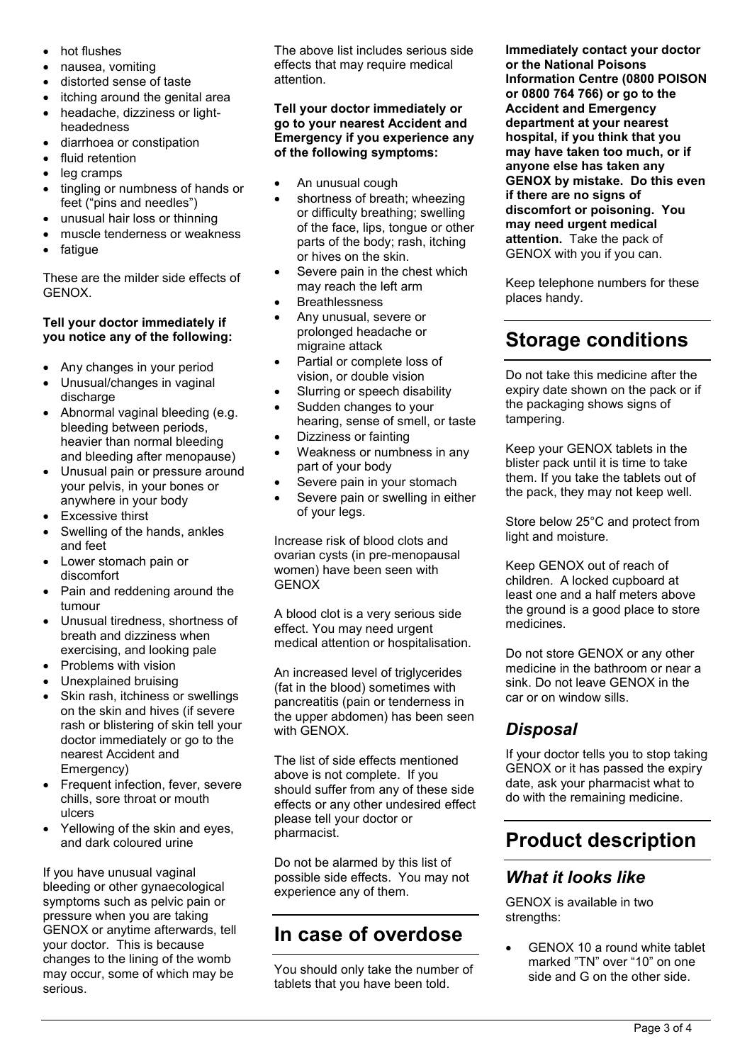- hot flushes
- nausea, vomiting
- distorted sense of taste
- itching around the genital area
- headache, dizziness or light-headedness
- diarrhoea or constipation
- fluid retention
- leg cramps
- tingling or numbness of hands or feet ("pins and needles")
- unusual hair loss or thinning
- muscle tenderness or weakness
- fatigue

These are the milder side effects of GENOX.

**Tell your doctor immediately if you notice any of the following:**

- Any changes in your period
- Unusual/changes in vaginal discharge
- Abnormal vaginal bleeding (e.g. bleeding between periods, heavier than normal bleeding and bleeding after menopause)
- Unusual pain or pressure around your pelvis, in your bones or anywhere in your body
- Excessive thirst
- Swelling of the hands, ankles and feet
- Lower stomach pain or discomfort
- Pain and reddening around the tumour
- Unusual tiredness, shortness of breath and dizziness when exercising, and looking pale
- Problems with vision
- Unexplained bruising
- Skin rash, itchiness or swellings on the skin and hives (if severe rash or blistering of skin tell your doctor immediately or go to the nearest Accident and Emergency)
- Frequent infection, fever, severe chills, sore throat or mouth ulcers
- Yellowing of the skin and eyes, and dark coloured urine

If you have unusual vaginal bleeding or other gynaecological symptoms such as pelvic pain or pressure when you are taking GENOX or anytime afterwards, tell your doctor. This is because changes to the lining of the womb may occur, some of which may be serious.

The above list includes serious side effects that may require medical attention.

**Tell your doctor immediately or go to your nearest Accident and Emergency if you experience any of the following symptoms:**

- An unusual cough
- shortness of breath; wheezing or difficulty breathing; swelling of the face, lips, tongue or other parts of the body; rash, itching or hives on the skin.
- Severe pain in the chest which may reach the left arm
- Breathlessness
- Any unusual, severe or prolonged headache or migraine attack
- Partial or complete loss of vision, or double vision
- Slurring or speech disability
- Sudden changes to your hearing, sense of smell, or taste
- Dizziness or fainting
- Weakness or numbness in any part of your body
- Severe pain in your stomach
- Severe pain or swelling in either of your legs.

Increase risk of blood clots and ovarian cysts (in pre-menopausal women) have been seen with GENOX

A blood clot is a very serious side effect. You may need urgent medical attention or hospitalisation.

An increased level of triglycerides (fat in the blood) sometimes with pancreatitis (pain or tenderness in the upper abdomen) has been seen with GENOX.

The list of side effects mentioned above is not complete. If you should suffer from any of these side effects or any other undesired effect please tell your doctor or pharmacist.

Do not be alarmed by this list of possible side effects. You may not experience any of them.

# In case of overdose

You should only take the number of tablets that you have been told.

**Immediately contact your doctor or the National Poisons Information Centre (0800 POISON or 0800 764 766) or go to the Accident and Emergency department at your nearest hospital, if you think that you may have taken too much, or if anyone else has taken any GENOX by mistake. Do this even if there are no signs of discomfort or poisoning. You may need urgent medical attention.** Take the pack of GENOX with you if you can.

Keep telephone numbers for these places handy.

# Storage conditions

Do not take this medicine after the expiry date shown on the pack or if the packaging shows signs of tampering.

Keep your GENOX tablets in the blister pack until it is time to take them. If you take the tablets out of the pack, they may not keep well.

Store below 25°C and protect from light and moisture.

Keep GENOX out of reach of children. A locked cupboard at least one and a half meters above the ground is a good place to store medicines.

Do not store GENOX or any other medicine in the bathroom or near a sink. Do not leave GENOX in the car or on window sills.

## *Disposal*

If your doctor tells you to stop taking GENOX or it has passed the expiry date, ask your pharmacist what to do with the remaining medicine.

# Product description

## *What it looks like*

GENOX is available in two strengths:

- GENOX 10 a round white tablet marked "TN" over "10" on one side and G on the other side.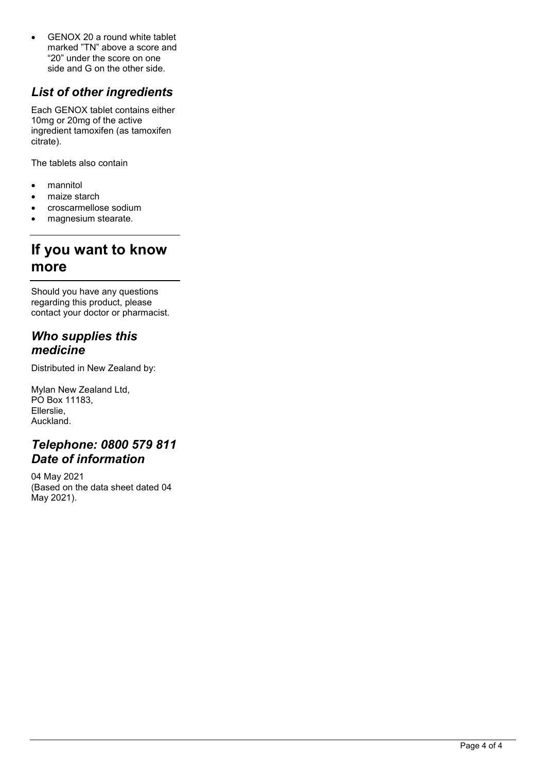- GENOX 20 a round white tablet marked "TN" above a score and "20" under the score on one side and G on the other side.

### *List of other ingredients*

Each GENOX tablet contains either 10mg or 20mg of the active ingredient tamoxifen (as tamoxifen citrate).

The tablets also contain

- mannitol
- maize starch
- croscarmellose sodium
- magnesium stearate.

## If you want to know more

Should you have any questions regarding this product, please contact your doctor or pharmacist.

### *Who supplies this medicine*

Distributed in New Zealand by:

Mylan New Zealand Ltd,
PO Box 11183,
Ellerslie,
Auckland.

### *Telephone: 0800 579 811*
### *Date of information*

04 May 2021
(Based on the data sheet dated 04 May 2021).